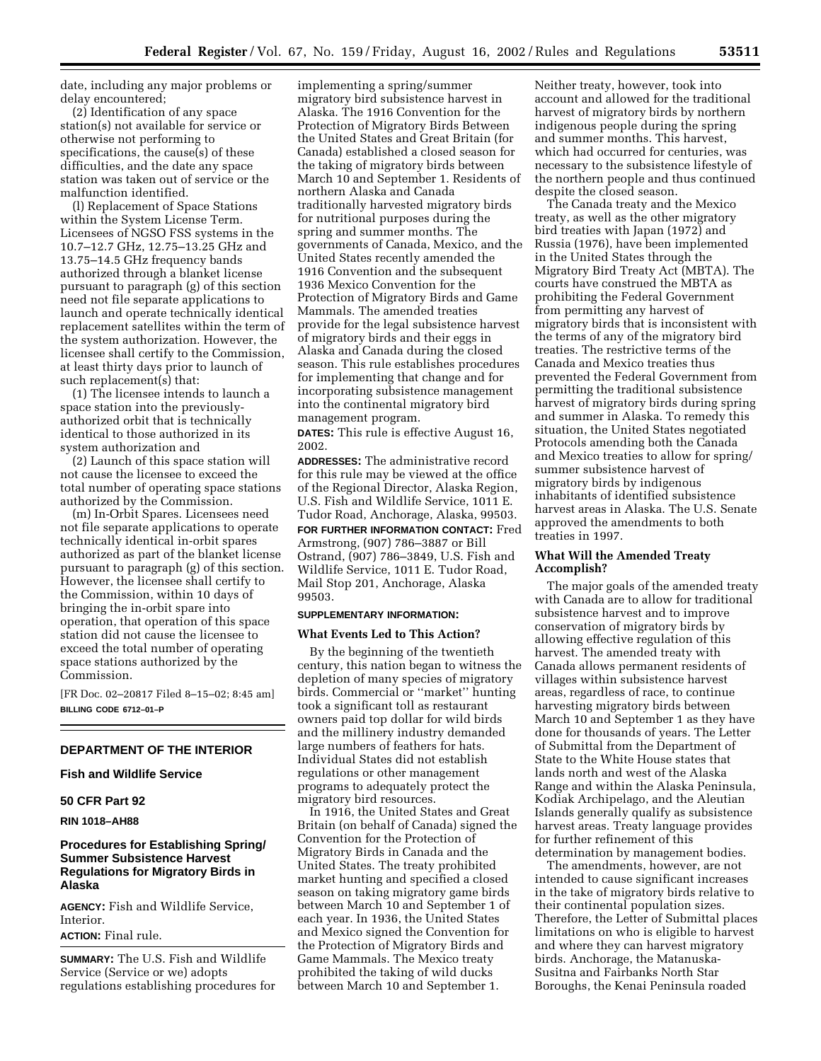date, including any major problems or delay encountered;

(2) Identification of any space station(s) not available for service or otherwise not performing to specifications, the cause(s) of these difficulties, and the date any space station was taken out of service or the malfunction identified.

(l) Replacement of Space Stations within the System License Term. Licensees of NGSO FSS systems in the 10.7–12.7 GHz, 12.75–13.25 GHz and 13.75–14.5 GHz frequency bands authorized through a blanket license pursuant to paragraph (g) of this section need not file separate applications to launch and operate technically identical replacement satellites within the term of the system authorization. However, the licensee shall certify to the Commission, at least thirty days prior to launch of such replacement(s) that:

(1) The licensee intends to launch a space station into the previously-authorized orbit that is technically identical to those authorized in its system authorization and

(2) Launch of this space station will not cause the licensee to exceed the total number of operating space stations authorized by the Commission.

(m) In-Orbit Spares. Licensees need not file separate applications to operate technically identical in-orbit spares authorized as part of the blanket license pursuant to paragraph (g) of this section. However, the licensee shall certify to the Commission, within 10 days of bringing the in-orbit spare into operation, that operation of this space station did not cause the licensee to exceed the total number of operating space stations authorized by the Commission.

[FR Doc. 02–20817 Filed 8–15–02; 8:45 am]

**BILLING CODE 6712–01–P**

---

## DEPARTMENT OF THE INTERIOR

### Fish and Wildlife Service

### 50 CFR Part 92

**RIN 1018–AH88**

### Procedures for Establishing Spring/Summer Subsistence Harvest Regulations for Migratory Birds in Alaska

**AGENCY:** Fish and Wildlife Service, Interior.

**ACTION:** Final rule.

**SUMMARY:** The U.S. Fish and Wildlife Service (Service or we) adopts regulations establishing procedures for implementing a spring/summer migratory bird subsistence harvest in Alaska. The 1916 Convention for the Protection of Migratory Birds Between the United States and Great Britain (for Canada) established a closed season for the taking of migratory birds between March 10 and September 1. Residents of northern Alaska and Canada traditionally harvested migratory birds for nutritional purposes during the spring and summer months. The governments of Canada, Mexico, and the United States recently amended the 1916 Convention and the subsequent 1936 Mexico Convention for the Protection of Migratory Birds and Game Mammals. The amended treaties provide for the legal subsistence harvest of migratory birds and their eggs in Alaska and Canada during the closed season. This rule establishes procedures for implementing that change and for incorporating subsistence management into the continental migratory bird management program.

**DATES:** This rule is effective August 16, 2002.

**ADDRESSES:** The administrative record for this rule may be viewed at the office of the Regional Director, Alaska Region, U.S. Fish and Wildlife Service, 1011 E. Tudor Road, Anchorage, Alaska, 99503.

**FOR FURTHER INFORMATION CONTACT:** Fred Armstrong, (907) 786–3887 or Bill Ostrand, (907) 786–3849, U.S. Fish and Wildlife Service, 1011 E. Tudor Road, Mail Stop 201, Anchorage, Alaska 99503.

**SUPPLEMENTARY INFORMATION:**

#### What Events Led to This Action?

By the beginning of the twentieth century, this nation began to witness the depletion of many species of migratory birds. Commercial or ''market'' hunting took a significant toll as restaurant owners paid top dollar for wild birds and the millinery industry demanded large numbers of feathers for hats. Individual States did not establish regulations or other management programs to adequately protect the migratory bird resources.

In 1916, the United States and Great Britain (on behalf of Canada) signed the Convention for the Protection of Migratory Birds in Canada and the United States. The treaty prohibited market hunting and specified a closed season on taking migratory game birds between March 10 and September 1 of each year. In 1936, the United States and Mexico signed the Convention for the Protection of Migratory Birds and Game Mammals. The Mexico treaty prohibited the taking of wild ducks between March 10 and September 1. Neither treaty, however, took into account and allowed for the traditional harvest of migratory birds by northern indigenous people during the spring and summer months. This harvest, which had occurred for centuries, was necessary to the subsistence lifestyle of the northern people and thus continued despite the closed season.

The Canada treaty and the Mexico treaty, as well as the other migratory bird treaties with Japan (1972) and Russia (1976), have been implemented in the United States through the Migratory Bird Treaty Act (MBTA). The courts have construed the MBTA as prohibiting the Federal Government from permitting any harvest of migratory birds that is inconsistent with the terms of any of the migratory bird treaties. The restrictive terms of the Canada and Mexico treaties thus prevented the Federal Government from permitting the traditional subsistence harvest of migratory birds during spring and summer in Alaska. To remedy this situation, the United States negotiated Protocols amending both the Canada and Mexico treaties to allow for spring/summer subsistence harvest of migratory birds by indigenous inhabitants of identified subsistence harvest areas in Alaska. The U.S. Senate approved the amendments to both treaties in 1997.

#### What Will the Amended Treaty Accomplish?

The major goals of the amended treaty with Canada are to allow for traditional subsistence harvest and to improve conservation of migratory birds by allowing effective regulation of this harvest. The amended treaty with Canada allows permanent residents of villages within subsistence harvest areas, regardless of race, to continue harvesting migratory birds between March 10 and September 1 as they have done for thousands of years. The Letter of Submittal from the Department of State to the White House states that lands north and west of the Alaska Range and within the Alaska Peninsula, Kodiak Archipelago, and the Aleutian Islands generally qualify as subsistence harvest areas. Treaty language provides for further refinement of this determination by management bodies.

The amendments, however, are not intended to cause significant increases in the take of migratory birds relative to their continental population sizes. Therefore, the Letter of Submittal places limitations on who is eligible to harvest and where they can harvest migratory birds. Anchorage, the Matanuska-Susitna and Fairbanks North Star Boroughs, the Kenai Peninsula roaded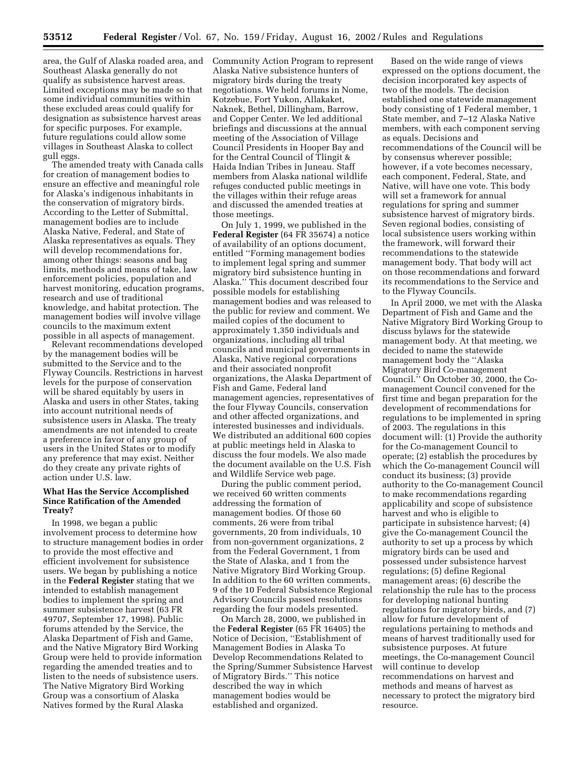area, the Gulf of Alaska roaded area, and Southeast Alaska generally do not qualify as subsistence harvest areas. Limited exceptions may be made so that some individual communities within these excluded areas could qualify for designation as subsistence harvest areas for specific purposes. For example, future regulations could allow some villages in Southeast Alaska to collect gull eggs.

The amended treaty with Canada calls for creation of management bodies to ensure an effective and meaningful role for Alaska's indigenous inhabitants in the conservation of migratory birds. According to the Letter of Submittal, management bodies are to include Alaska Native, Federal, and State of Alaska representatives as equals. They will develop recommendations for, among other things: seasons and bag limits, methods and means of take, law enforcement policies, population and harvest monitoring, education programs, research and use of traditional knowledge, and habitat protection. The management bodies will involve village councils to the maximum extent possible in all aspects of management.

Relevant recommendations developed by the management bodies will be submitted to the Service and to the Flyway Councils. Restrictions in harvest levels for the purpose of conservation will be shared equitably by users in Alaska and users in other States, taking into account nutritional needs of subsistence users in Alaska. The treaty amendments are not intended to create a preference in favor of any group of users in the United States or to modify any preference that may exist. Neither do they create any private rights of action under U.S. law.

### What Has the Service Accomplished Since Ratification of the Amended Treaty?

In 1998, we began a public involvement process to determine how to structure management bodies in order to provide the most effective and efficient involvement for subsistence users. We began by publishing a notice in the **Federal Register** stating that we intended to establish management bodies to implement the spring and summer subsistence harvest (63 FR 49707, September 17, 1998). Public forums attended by the Service, the Alaska Department of Fish and Game, and the Native Migratory Bird Working Group were held to provide information regarding the amended treaties and to listen to the needs of subsistence users. The Native Migratory Bird Working Group was a consortium of Alaska Natives formed by the Rural Alaska Community Action Program to represent Alaska Native subsistence hunters of migratory birds during the treaty negotiations. We held forums in Nome, Kotzebue, Fort Yukon, Allakaket, Naknek, Bethel, Dillingham, Barrow, and Copper Center. We led additional briefings and discussions at the annual meeting of the Association of Village Council Presidents in Hooper Bay and for the Central Council of Tlingit & Haida Indian Tribes in Juneau. Staff members from Alaska national wildlife refuges conducted public meetings in the villages within their refuge areas and discussed the amended treaties at those meetings.

On July 1, 1999, we published in the **Federal Register** (64 FR 35674) a notice of availability of an options document, entitled "Forming management bodies to implement legal spring and summer migratory bird subsistence hunting in Alaska." This document described four possible models for establishing management bodies and was released to the public for review and comment. We mailed copies of the document to approximately 1,350 individuals and organizations, including all tribal councils and municipal governments in Alaska, Native regional corporations and their associated nonprofit organizations, the Alaska Department of Fish and Game, Federal land management agencies, representatives of the four Flyway Councils, conservation and other affected organizations, and interested businesses and individuals. We distributed an additional 600 copies at public meetings held in Alaska to discuss the four models. We also made the document available on the U.S. Fish and Wildlife Service web page.

During the public comment period, we received 60 written comments addressing the formation of management bodies. Of those 60 comments, 26 were from tribal governments, 20 from individuals, 10 from non-government organizations, 2 from the Federal Government, 1 from the State of Alaska, and 1 from the Native Migratory Bird Working Group. In addition to the 60 written comments, 9 of the 10 Federal Subsistence Regional Advisory Councils passed resolutions regarding the four models presented.

On March 28, 2000, we published in the **Federal Register** (65 FR 16405) the Notice of Decision, "Establishment of Management Bodies in Alaska To Develop Recommendations Related to the Spring/Summer Subsistence Harvest of Migratory Birds." This notice described the way in which management bodies would be established and organized.

Based on the wide range of views expressed on the options document, the decision incorporated key aspects of two of the models. The decision established one statewide management body consisting of 1 Federal member, 1 State member, and 7–12 Alaska Native members, with each component serving as equals. Decisions and recommendations of the Council will be by consensus wherever possible; however, if a vote becomes necessary, each component, Federal, State, and Native, will have one vote. This body will set a framework for annual regulations for spring and summer subsistence harvest of migratory birds. Seven regional bodies, consisting of local subsistence users working within the framework, will forward their recommendations to the statewide management body. That body will act on those recommendations and forward its recommendations to the Service and to the Flyway Councils.

In April 2000, we met with the Alaska Department of Fish and Game and the Native Migratory Bird Working Group to discuss bylaws for the statewide management body. At that meeting, we decided to name the statewide management body the "Alaska Migratory Bird Co-management Council." On October 30, 2000, the Co-management Council convened for the first time and began preparation for the development of recommendations for regulations to be implemented in spring of 2003. The regulations in this document will: (1) Provide the authority for the Co-management Council to operate; (2) establish the procedures by which the Co-management Council will conduct its business; (3) provide authority to the Co-management Council to make recommendations regarding applicability and scope of subsistence harvest and who is eligible to participate in subsistence harvest; (4) give the Co-management Council the authority to set up a process by which migratory birds can be used and possessed under subsistence harvest regulations; (5) define Regional management areas; (6) describe the relationship the rule has to the process for developing national hunting regulations for migratory birds, and (7) allow for future development of regulations pertaining to methods and means of harvest traditionally used for subsistence purposes. At future meetings, the Co-management Council will continue to develop recommendations on harvest and methods and means of harvest as necessary to protect the migratory bird resource.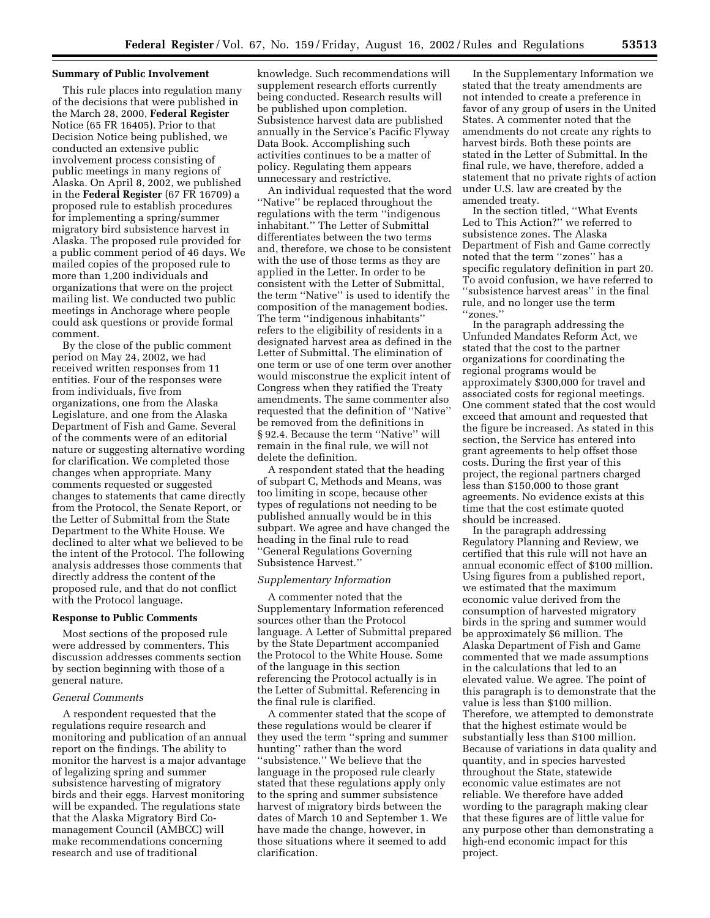**Summary of Public Involvement**

This rule places into regulation many of the decisions that were published in the March 28, 2000, **Federal Register** Notice (65 FR 16405). Prior to that Decision Notice being published, we conducted an extensive public involvement process consisting of public meetings in many regions of Alaska. On April 8, 2002, we published in the **Federal Register** (67 FR 16709) a proposed rule to establish procedures for implementing a spring/summer migratory bird subsistence harvest in Alaska. The proposed rule provided for a public comment period of 46 days. We mailed copies of the proposed rule to more than 1,200 individuals and organizations that were on the project mailing list. We conducted two public meetings in Anchorage where people could ask questions or provide formal comment.

By the close of the public comment period on May 24, 2002, we had received written responses from 11 entities. Four of the responses were from individuals, five from organizations, one from the Alaska Legislature, and one from the Alaska Department of Fish and Game. Several of the comments were of an editorial nature or suggesting alternative wording for clarification. We completed those changes when appropriate. Many comments requested or suggested changes to statements that came directly from the Protocol, the Senate Report, or the Letter of Submittal from the State Department to the White House. We declined to alter what we believed to be the intent of the Protocol. The following analysis addresses those comments that directly address the content of the proposed rule, and that do not conflict with the Protocol language.

**Response to Public Comments**

Most sections of the proposed rule were addressed by commenters. This discussion addresses comments section by section beginning with those of a general nature.

*General Comments*

A respondent requested that the regulations require research and monitoring and publication of an annual report on the findings. The ability to monitor the harvest is a major advantage of legalizing spring and summer subsistence harvesting of migratory birds and their eggs. Harvest monitoring will be expanded. The regulations state that the Alaska Migratory Bird Co-management Council (AMBCC) will make recommendations concerning research and use of traditional knowledge. Such recommendations will supplement research efforts currently being conducted. Research results will be published upon completion. Subsistence harvest data are published annually in the Service's Pacific Flyway Data Book. Accomplishing such activities continues to be a matter of policy. Regulating them appears unnecessary and restrictive.

An individual requested that the word ''Native'' be replaced throughout the regulations with the term ''indigenous inhabitant.'' The Letter of Submittal differentiates between the two terms and, therefore, we chose to be consistent with the use of those terms as they are applied in the Letter. In order to be consistent with the Letter of Submittal, the term ''Native'' is used to identify the composition of the management bodies. The term ''indigenous inhabitants'' refers to the eligibility of residents in a designated harvest area as defined in the Letter of Submittal. The elimination of one term or use of one term over another would misconstrue the explicit intent of Congress when they ratified the Treaty amendments. The same commenter also requested that the definition of ''Native'' be removed from the definitions in § 92.4. Because the term ''Native'' will remain in the final rule, we will not delete the definition.

A respondent stated that the heading of subpart C, Methods and Means, was too limiting in scope, because other types of regulations not needing to be published annually would be in this subpart. We agree and have changed the heading in the final rule to read ''General Regulations Governing Subsistence Harvest.''

*Supplementary Information*

A commenter noted that the Supplementary Information referenced sources other than the Protocol language. A Letter of Submittal prepared by the State Department accompanied the Protocol to the White House. Some of the language in this section referencing the Protocol actually is in the Letter of Submittal. Referencing in the final rule is clarified.

A commenter stated that the scope of these regulations would be clearer if they used the term ''spring and summer hunting'' rather than the word ''subsistence.'' We believe that the language in the proposed rule clearly stated that these regulations apply only to the spring and summer subsistence harvest of migratory birds between the dates of March 10 and September 1. We have made the change, however, in those situations where it seemed to add clarification.

In the Supplementary Information we stated that the treaty amendments are not intended to create a preference in favor of any group of users in the United States. A commenter noted that the amendments do not create any rights to harvest birds. Both these points are stated in the Letter of Submittal. In the final rule, we have, therefore, added a statement that no private rights of action under U.S. law are created by the amended treaty.

In the section titled, ''What Events Led to This Action?'' we referred to subsistence zones. The Alaska Department of Fish and Game correctly noted that the term ''zones'' has a specific regulatory definition in part 20. To avoid confusion, we have referred to ''subsistence harvest areas'' in the final rule, and no longer use the term ''zones.''

In the paragraph addressing the Unfunded Mandates Reform Act, we stated that the cost to the partner organizations for coordinating the regional programs would be approximately $300,000 for travel and associated costs for regional meetings. One comment stated that the cost would exceed that amount and requested that the figure be increased. As stated in this section, the Service has entered into grant agreements to help offset those costs. During the first year of this project, the regional partners charged less than $150,000 to those grant agreements. No evidence exists at this time that the cost estimate quoted should be increased.

In the paragraph addressing Regulatory Planning and Review, we certified that this rule will not have an annual economic effect of $100 million. Using figures from a published report, we estimated that the maximum economic value derived from the consumption of harvested migratory birds in the spring and summer would be approximately $6 million. The Alaska Department of Fish and Game commented that we made assumptions in the calculations that led to an elevated value. We agree. The point of this paragraph is to demonstrate that the value is less than $100 million. Therefore, we attempted to demonstrate that the highest estimate would be substantially less than $100 million. Because of variations in data quality and quantity, and in species harvested throughout the State, statewide economic value estimates are not reliable. We therefore have added wording to the paragraph making clear that these figures are of little value for any purpose other than demonstrating a high-end economic impact for this project.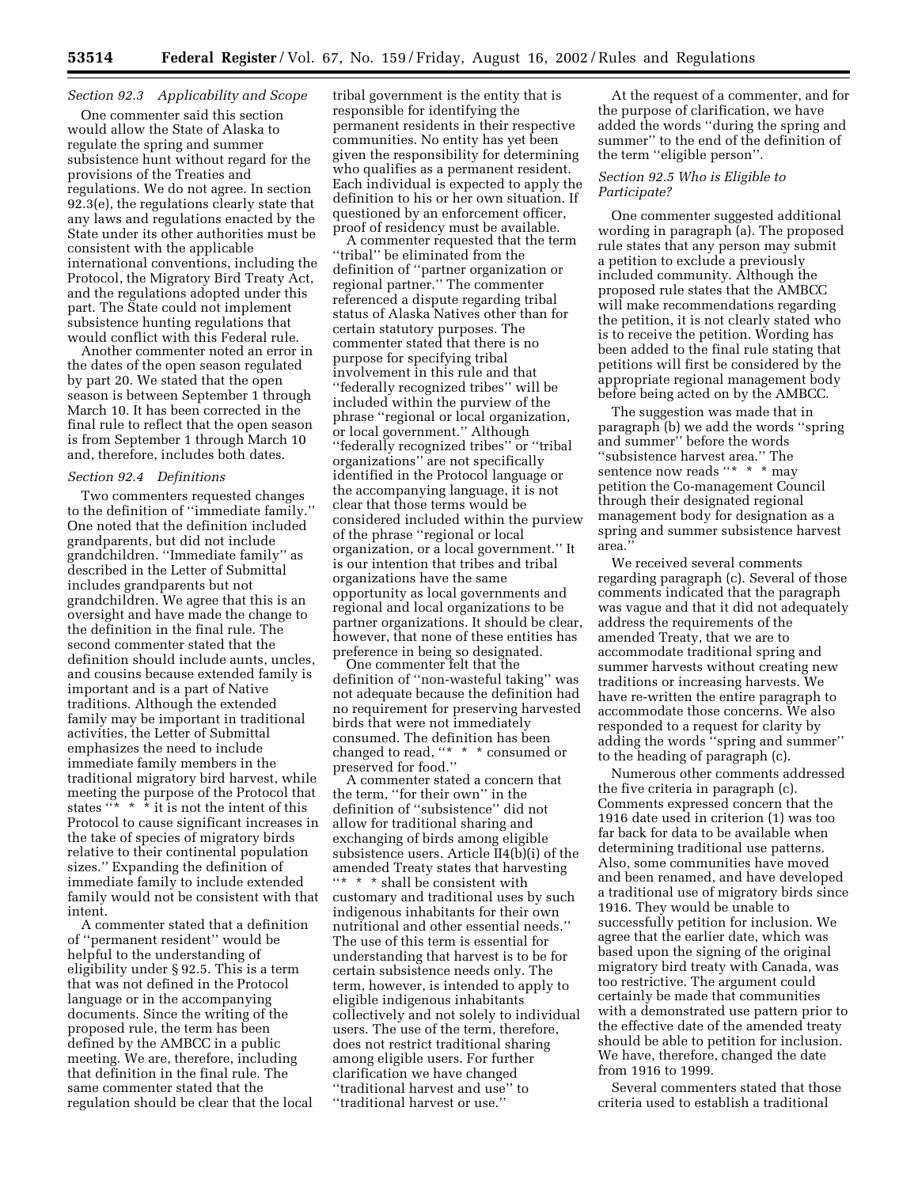*Section 92.3 Applicability and Scope*

One commenter said this section would allow the State of Alaska to regulate the spring and summer subsistence hunt without regard for the provisions of the Treaties and regulations. We do not agree. In section 92.3(e), the regulations clearly state that any laws and regulations enacted by the State under its other authorities must be consistent with the applicable international conventions, including the Protocol, the Migratory Bird Treaty Act, and the regulations adopted under this part. The State could not implement subsistence hunting regulations that would conflict with this Federal rule.

Another commenter noted an error in the dates of the open season regulated by part 20. We stated that the open season is between September 1 through March 10. It has been corrected in the final rule to reflect that the open season is from September 1 through March 10 and, therefore, includes both dates.

*Section 92.4 Definitions*

Two commenters requested changes to the definition of ''immediate family.'' One noted that the definition included grandparents, but did not include grandchildren. ''Immediate family'' as described in the Letter of Submittal includes grandparents but not grandchildren. We agree that this is an oversight and have made the change to the definition in the final rule. The second commenter stated that the definition should include aunts, uncles, and cousins because extended family is important and is a part of Native traditions. Although the extended family may be important in traditional activities, the Letter of Submittal emphasizes the need to include immediate family members in the traditional migratory bird harvest, while meeting the purpose of the Protocol that states ''* * * it is not the intent of this Protocol to cause significant increases in the take of species of migratory birds relative to their continental population sizes.'' Expanding the definition of immediate family to include extended family would not be consistent with that intent.

A commenter stated that a definition of ''permanent resident'' would be helpful to the understanding of eligibility under § 92.5. This is a term that was not defined in the Protocol language or in the accompanying documents. Since the writing of the proposed rule, the term has been defined by the AMBCC in a public meeting. We are, therefore, including that definition in the final rule. The same commenter stated that the regulation should be clear that the local tribal government is the entity that is responsible for identifying the permanent residents in their respective communities. No entity has yet been given the responsibility for determining who qualifies as a permanent resident. Each individual is expected to apply the definition to his or her own situation. If questioned by an enforcement officer, proof of residency must be available.

A commenter requested that the term ''tribal'' be eliminated from the definition of ''partner organization or regional partner.'' The commenter referenced a dispute regarding tribal status of Alaska Natives other than for certain statutory purposes. The commenter stated that there is no purpose for specifying tribal involvement in this rule and that ''federally recognized tribes'' will be included within the purview of the phrase ''regional or local organization, or local government.'' Although ''federally recognized tribes'' or ''tribal organizations'' are not specifically identified in the Protocol language or the accompanying language, it is not clear that those terms would be considered included within the purview of the phrase ''regional or local organization, or a local government.'' It is our intention that tribes and tribal organizations have the same opportunity as local governments and regional and local organizations to be partner organizations. It should be clear, however, that none of these entities has preference in being so designated.

One commenter felt that the definition of ''non-wasteful taking'' was not adequate because the definition had no requirement for preserving harvested birds that were not immediately consumed. The definition has been changed to read, ''* * * consumed or preserved for food.''

A commenter stated a concern that the term, ''for their own'' in the definition of ''subsistence'' did not allow for traditional sharing and exchanging of birds among eligible subsistence users. Article II4(b)(i) of the amended Treaty states that harvesting ''* * * shall be consistent with customary and traditional uses by such indigenous inhabitants for their own nutritional and other essential needs.'' The use of this term is essential for understanding that harvest is to be for certain subsistence needs only. The term, however, is intended to apply to eligible indigenous inhabitants collectively and not solely to individual users. The use of the term, therefore, does not restrict traditional sharing among eligible users. For further clarification we have changed ''traditional harvest and use'' to ''traditional harvest or use.''

At the request of a commenter, and for the purpose of clarification, we have added the words ''during the spring and summer'' to the end of the definition of the term ''eligible person''.

*Section 92.5 Who is Eligible to Participate?*

One commenter suggested additional wording in paragraph (a). The proposed rule states that any person may submit a petition to exclude a previously included community. Although the proposed rule states that the AMBCC will make recommendations regarding the petition, it is not clearly stated who is to receive the petition. Wording has been added to the final rule stating that petitions will first be considered by the appropriate regional management body before being acted on by the AMBCC.

The suggestion was made that in paragraph (b) we add the words ''spring and summer'' before the words ''subsistence harvest area.'' The sentence now reads ''* * * may petition the Co-management Council through their designated regional management body for designation as a spring and summer subsistence harvest area.''

We received several comments regarding paragraph (c). Several of those comments indicated that the paragraph was vague and that it did not adequately address the requirements of the amended Treaty, that we are to accommodate traditional spring and summer harvests without creating new traditions or increasing harvests. We have re-written the entire paragraph to accommodate those concerns. We also responded to a request for clarity by adding the words ''spring and summer'' to the heading of paragraph (c).

Numerous other comments addressed the five criteria in paragraph (c). Comments expressed concern that the 1916 date used in criterion (1) was too far back for data to be available when determining traditional use patterns. Also, some communities have moved and been renamed, and have developed a traditional use of migratory birds since 1916. They would be unable to successfully petition for inclusion. We agree that the earlier date, which was based upon the signing of the original migratory bird treaty with Canada, was too restrictive. The argument could certainly be made that communities with a demonstrated use pattern prior to the effective date of the amended treaty should be able to petition for inclusion. We have, therefore, changed the date from 1916 to 1999.

Several commenters stated that those criteria used to establish a traditional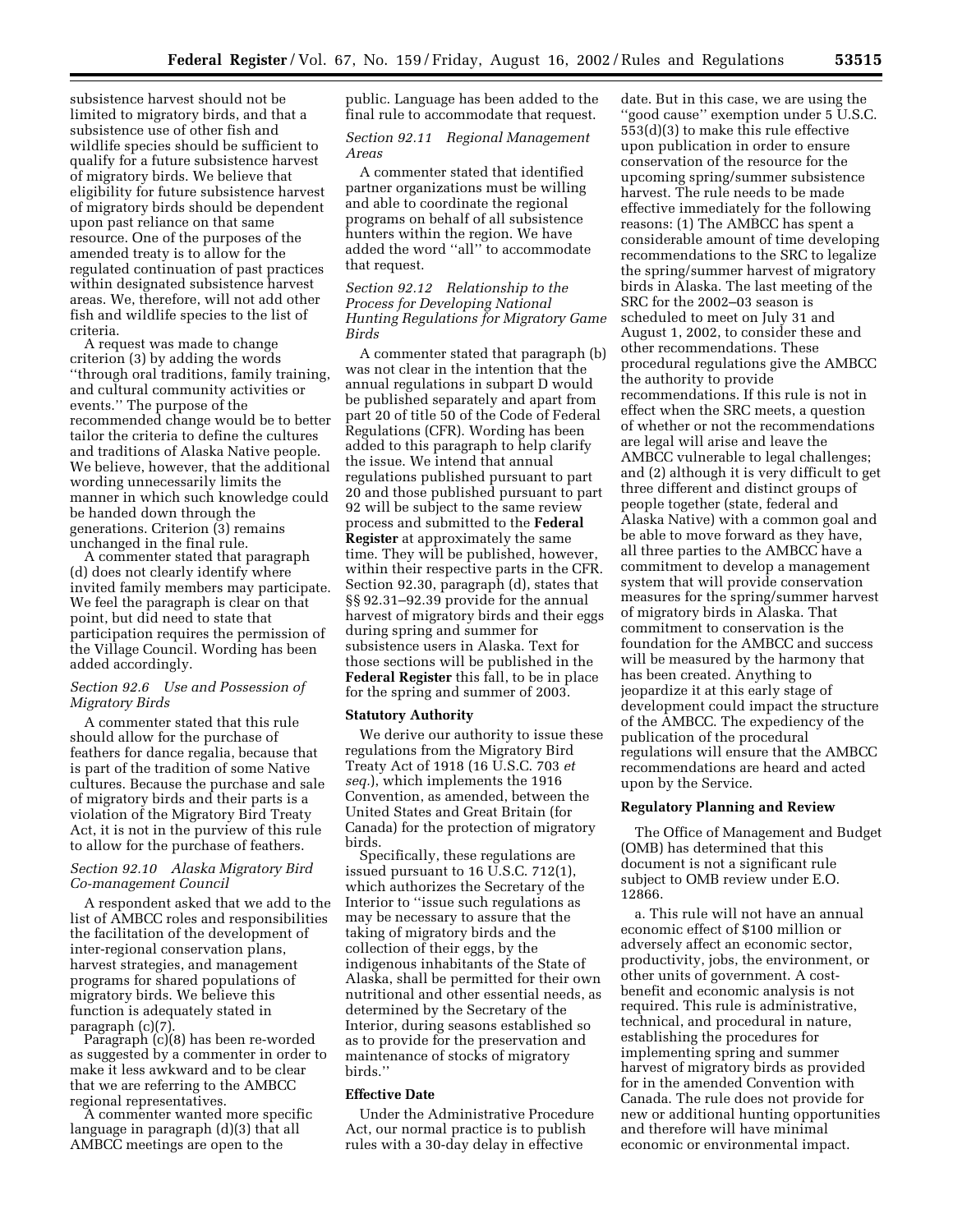subsistence harvest should not be limited to migratory birds, and that a subsistence use of other fish and wildlife species should be sufficient to qualify for a future subsistence harvest of migratory birds. We believe that eligibility for future subsistence harvest of migratory birds should be dependent upon past reliance on that same resource. One of the purposes of the amended treaty is to allow for the regulated continuation of past practices within designated subsistence harvest areas. We, therefore, will not add other fish and wildlife species to the list of criteria.

A request was made to change criterion (3) by adding the words ''through oral traditions, family training, and cultural community activities or events.'' The purpose of the recommended change would be to better tailor the criteria to define the cultures and traditions of Alaska Native people. We believe, however, that the additional wording unnecessarily limits the manner in which such knowledge could be handed down through the generations. Criterion (3) remains unchanged in the final rule.

A commenter stated that paragraph (d) does not clearly identify where invited family members may participate. We feel the paragraph is clear on that point, but did need to state that participation requires the permission of the Village Council. Wording has been added accordingly.

*Section 92.6 Use and Possession of Migratory Birds*

A commenter stated that this rule should allow for the purchase of feathers for dance regalia, because that is part of the tradition of some Native cultures. Because the purchase and sale of migratory birds and their parts is a violation of the Migratory Bird Treaty Act, it is not in the purview of this rule to allow for the purchase of feathers.

*Section 92.10 Alaska Migratory Bird Co-management Council*

A respondent asked that we add to the list of AMBCC roles and responsibilities the facilitation of the development of inter-regional conservation plans, harvest strategies, and management programs for shared populations of migratory birds. We believe this function is adequately stated in paragraph (c)(7).

Paragraph (c)(8) has been re-worded as suggested by a commenter in order to make it less awkward and to be clear that we are referring to the AMBCC regional representatives.

A commenter wanted more specific language in paragraph (d)(3) that all AMBCC meetings are open to the public. Language has been added to the final rule to accommodate that request.

*Section 92.11 Regional Management Areas*

A commenter stated that identified partner organizations must be willing and able to coordinate the regional programs on behalf of all subsistence hunters within the region. We have added the word ''all'' to accommodate that request.

*Section 92.12 Relationship to the Process for Developing National Hunting Regulations for Migratory Game Birds*

A commenter stated that paragraph (b) was not clear in the intention that the annual regulations in subpart D would be published separately and apart from part 20 of title 50 of the Code of Federal Regulations (CFR). Wording has been added to this paragraph to help clarify the issue. We intend that annual regulations published pursuant to part 20 and those published pursuant to part 92 will be subject to the same review process and submitted to the **Federal Register** at approximately the same time. They will be published, however, within their respective parts in the CFR. Section 92.30, paragraph (d), states that §§ 92.31–92.39 provide for the annual harvest of migratory birds and their eggs during spring and summer for subsistence users in Alaska. Text for those sections will be published in the **Federal Register** this fall, to be in place for the spring and summer of 2003.

**Statutory Authority**

We derive our authority to issue these regulations from the Migratory Bird Treaty Act of 1918 (16 U.S.C. 703 *et seq.*), which implements the 1916 Convention, as amended, between the United States and Great Britain (for Canada) for the protection of migratory birds.

Specifically, these regulations are issued pursuant to 16 U.S.C. 712(1), which authorizes the Secretary of the Interior to ''issue such regulations as may be necessary to assure that the taking of migratory birds and the collection of their eggs, by the indigenous inhabitants of the State of Alaska, shall be permitted for their own nutritional and other essential needs, as determined by the Secretary of the Interior, during seasons established so as to provide for the preservation and maintenance of stocks of migratory birds.''

**Effective Date**

Under the Administrative Procedure Act, our normal practice is to publish rules with a 30-day delay in effective date. But in this case, we are using the ''good cause'' exemption under 5 U.S.C. 553(d)(3) to make this rule effective upon publication in order to ensure conservation of the resource for the upcoming spring/summer subsistence harvest. The rule needs to be made effective immediately for the following reasons: (1) The AMBCC has spent a considerable amount of time developing recommendations to the SRC to legalize the spring/summer harvest of migratory birds in Alaska. The last meeting of the SRC for the 2002–03 season is scheduled to meet on July 31 and August 1, 2002, to consider these and other recommendations. These procedural regulations give the AMBCC the authority to provide recommendations. If this rule is not in effect when the SRC meets, a question of whether or not the recommendations are legal will arise and leave the AMBCC vulnerable to legal challenges; and (2) although it is very difficult to get three different and distinct groups of people together (state, federal and Alaska Native) with a common goal and be able to move forward as they have, all three parties to the AMBCC have a commitment to develop a management system that will provide conservation measures for the spring/summer harvest of migratory birds in Alaska. That commitment to conservation is the foundation for the AMBCC and success will be measured by the harmony that has been created. Anything to jeopardize it at this early stage of development could impact the structure of the AMBCC. The expediency of the publication of the procedural regulations will ensure that the AMBCC recommendations are heard and acted upon by the Service.

**Regulatory Planning and Review**

The Office of Management and Budget (OMB) has determined that this document is not a significant rule subject to OMB review under E.O. 12866.

a. This rule will not have an annual economic effect of $100 million or adversely affect an economic sector, productivity, jobs, the environment, or other units of government. A cost-benefit and economic analysis is not required. This rule is administrative, technical, and procedural in nature, establishing the procedures for implementing spring and summer harvest of migratory birds as provided for in the amended Convention with Canada. The rule does not provide for new or additional hunting opportunities and therefore will have minimal economic or environmental impact.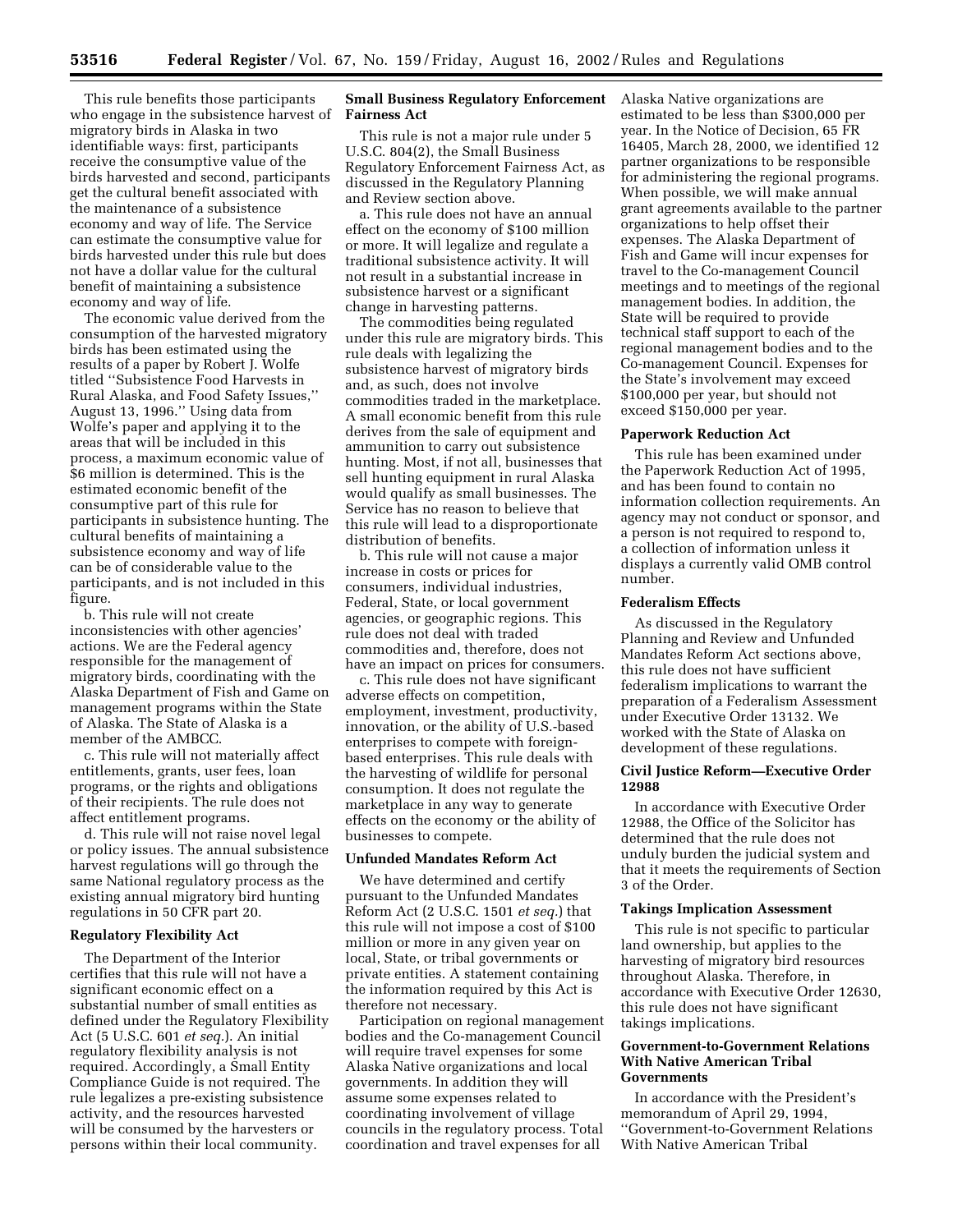This rule benefits those participants who engage in the subsistence harvest of migratory birds in Alaska in two identifiable ways: first, participants receive the consumptive value of the birds harvested and second, participants get the cultural benefit associated with the maintenance of a subsistence economy and way of life. The Service can estimate the consumptive value for birds harvested under this rule but does not have a dollar value for the cultural benefit of maintaining a subsistence economy and way of life.

The economic value derived from the consumption of the harvested migratory birds has been estimated using the results of a paper by Robert J. Wolfe titled ''Subsistence Food Harvests in Rural Alaska, and Food Safety Issues,'' August 13, 1996.'' Using data from Wolfe's paper and applying it to the areas that will be included in this process, a maximum economic value of $6 million is determined. This is the estimated economic benefit of the consumptive part of this rule for participants in subsistence hunting. The cultural benefits of maintaining a subsistence economy and way of life can be of considerable value to the participants, and is not included in this figure.

b. This rule will not create inconsistencies with other agencies' actions. We are the Federal agency responsible for the management of migratory birds, coordinating with the Alaska Department of Fish and Game on management programs within the State of Alaska. The State of Alaska is a member of the AMBCC.

c. This rule will not materially affect entitlements, grants, user fees, loan programs, or the rights and obligations of their recipients. The rule does not affect entitlement programs.

d. This rule will not raise novel legal or policy issues. The annual subsistence harvest regulations will go through the same National regulatory process as the existing annual migratory bird hunting regulations in 50 CFR part 20.

**Regulatory Flexibility Act**

The Department of the Interior certifies that this rule will not have a significant economic effect on a substantial number of small entities as defined under the Regulatory Flexibility Act (5 U.S.C. 601 *et seq.*). An initial regulatory flexibility analysis is not required. Accordingly, a Small Entity Compliance Guide is not required. The rule legalizes a pre-existing subsistence activity, and the resources harvested will be consumed by the harvesters or persons within their local community.

**Small Business Regulatory Enforcement Fairness Act**

This rule is not a major rule under 5 U.S.C. 804(2), the Small Business Regulatory Enforcement Fairness Act, as discussed in the Regulatory Planning and Review section above.

a. This rule does not have an annual effect on the economy of $100 million or more. It will legalize and regulate a traditional subsistence activity. It will not result in a substantial increase in subsistence harvest or a significant change in harvesting patterns.

The commodities being regulated under this rule are migratory birds. This rule deals with legalizing the subsistence harvest of migratory birds and, as such, does not involve commodities traded in the marketplace. A small economic benefit from this rule derives from the sale of equipment and ammunition to carry out subsistence hunting. Most, if not all, businesses that sell hunting equipment in rural Alaska would qualify as small businesses. The Service has no reason to believe that this rule will lead to a disproportionate distribution of benefits.

b. This rule will not cause a major increase in costs or prices for consumers, individual industries, Federal, State, or local government agencies, or geographic regions. This rule does not deal with traded commodities and, therefore, does not have an impact on prices for consumers.

c. This rule does not have significant adverse effects on competition, employment, investment, productivity, innovation, or the ability of U.S.-based enterprises to compete with foreign-based enterprises. This rule deals with the harvesting of wildlife for personal consumption. It does not regulate the marketplace in any way to generate effects on the economy or the ability of businesses to compete.

**Unfunded Mandates Reform Act**

We have determined and certify pursuant to the Unfunded Mandates Reform Act (2 U.S.C. 1501 *et seq.*) that this rule will not impose a cost of $100 million or more in any given year on local, State, or tribal governments or private entities. A statement containing the information required by this Act is therefore not necessary.

Participation on regional management bodies and the Co-management Council will require travel expenses for some Alaska Native organizations and local governments. In addition they will assume some expenses related to coordinating involvement of village councils in the regulatory process. Total coordination and travel expenses for all Alaska Native organizations are estimated to be less than $300,000 per year. In the Notice of Decision, 65 FR 16405, March 28, 2000, we identified 12 partner organizations to be responsible for administering the regional programs. When possible, we will make annual grant agreements available to the partner organizations to help offset their expenses. The Alaska Department of Fish and Game will incur expenses for travel to the Co-management Council meetings and to meetings of the regional management bodies. In addition, the State will be required to provide technical staff support to each of the regional management bodies and to the Co-management Council. Expenses for the State's involvement may exceed $100,000 per year, but should not exceed $150,000 per year.

**Paperwork Reduction Act**

This rule has been examined under the Paperwork Reduction Act of 1995, and has been found to contain no information collection requirements. An agency may not conduct or sponsor, and a person is not required to respond to, a collection of information unless it displays a currently valid OMB control number.

**Federalism Effects**

As discussed in the Regulatory Planning and Review and Unfunded Mandates Reform Act sections above, this rule does not have sufficient federalism implications to warrant the preparation of a Federalism Assessment under Executive Order 13132. We worked with the State of Alaska on development of these regulations.

**Civil Justice Reform—Executive Order 12988**

In accordance with Executive Order 12988, the Office of the Solicitor has determined that the rule does not unduly burden the judicial system and that it meets the requirements of Section 3 of the Order.

**Takings Implication Assessment**

This rule is not specific to particular land ownership, but applies to the harvesting of migratory bird resources throughout Alaska. Therefore, in accordance with Executive Order 12630, this rule does not have significant takings implications.

**Government-to-Government Relations With Native American Tribal Governments**

In accordance with the President's memorandum of April 29, 1994, ''Government-to-Government Relations With Native American Tribal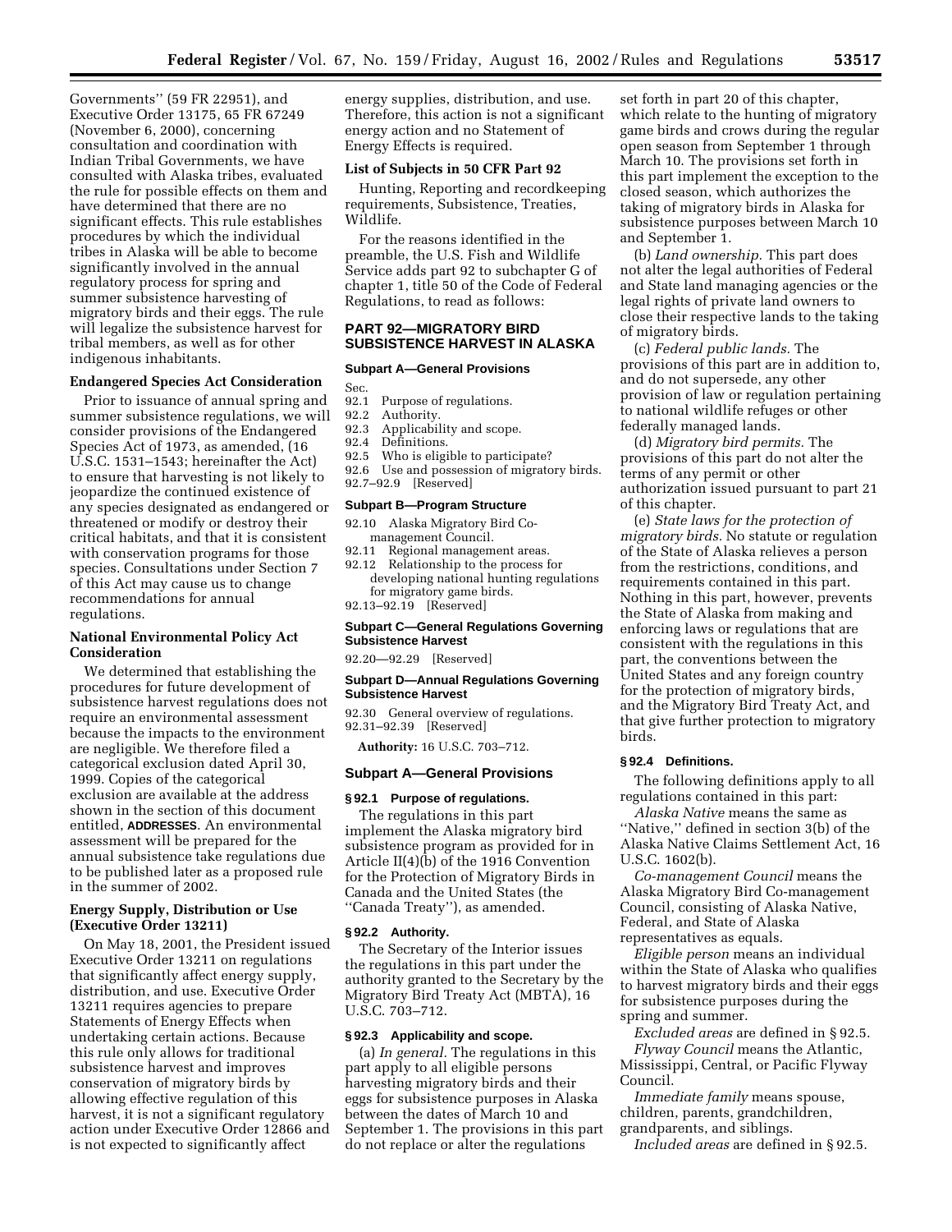Governments'' (59 FR 22951), and Executive Order 13175, 65 FR 67249 (November 6, 2000), concerning consultation and coordination with Indian Tribal Governments, we have consulted with Alaska tribes, evaluated the rule for possible effects on them and have determined that there are no significant effects. This rule establishes procedures by which the individual tribes in Alaska will be able to become significantly involved in the annual regulatory process for spring and summer subsistence harvesting of migratory birds and their eggs. The rule will legalize the subsistence harvest for tribal members, as well as for other indigenous inhabitants.

**Endangered Species Act Consideration**

Prior to issuance of annual spring and summer subsistence regulations, we will consider provisions of the Endangered Species Act of 1973, as amended, (16 U.S.C. 1531–1543; hereinafter the Act) to ensure that harvesting is not likely to jeopardize the continued existence of any species designated as endangered or threatened or modify or destroy their critical habitats, and that it is consistent with conservation programs for those species. Consultations under Section 7 of this Act may cause us to change recommendations for annual regulations.

**National Environmental Policy Act Consideration**

We determined that establishing the procedures for future development of subsistence harvest regulations does not require an environmental assessment because the impacts to the environment are negligible. We therefore filed a categorical exclusion dated April 30, 1999. Copies of the categorical exclusion are available at the address shown in the section of this document entitled, **ADDRESSES**. An environmental assessment will be prepared for the annual subsistence take regulations due to be published later as a proposed rule in the summer of 2002.

**Energy Supply, Distribution or Use (Executive Order 13211)**

On May 18, 2001, the President issued Executive Order 13211 on regulations that significantly affect energy supply, distribution, and use. Executive Order 13211 requires agencies to prepare Statements of Energy Effects when undertaking certain actions. Because this rule only allows for traditional subsistence harvest and improves conservation of migratory birds by allowing effective regulation of this harvest, it is not a significant regulatory action under Executive Order 12866 and is not expected to significantly affect energy supplies, distribution, and use. Therefore, this action is not a significant energy action and no Statement of Energy Effects is required.

**List of Subjects in 50 CFR Part 92**

Hunting, Reporting and recordkeeping requirements, Subsistence, Treaties, Wildlife.

For the reasons identified in the preamble, the U.S. Fish and Wildlife Service adds part 92 to subchapter G of chapter 1, title 50 of the Code of Federal Regulations, to read as follows:

## PART 92—MIGRATORY BIRD SUBSISTENCE HARVEST IN ALASKA

**Subpart A—General Provisions**

Sec.
92.1 Purpose of regulations.
92.2 Authority.
92.3 Applicability and scope.
92.4 Definitions.
92.5 Who is eligible to participate?
92.6 Use and possession of migratory birds.
92.7–92.9 [Reserved]

**Subpart B—Program Structure**

92.10 Alaska Migratory Bird Co-management Council.
92.11 Regional management areas.
92.12 Relationship to the process for developing national hunting regulations for migratory game birds.
92.13–92.19 [Reserved]

**Subpart C—General Regulations Governing Subsistence Harvest**

92.20—92.29 [Reserved]

**Subpart D—Annual Regulations Governing Subsistence Harvest**

92.30 General overview of regulations.
92.31–92.39 [Reserved]

**Authority:** 16 U.S.C. 703–712.

### Subpart A—General Provisions

**§ 92.1 Purpose of regulations.**

The regulations in this part implement the Alaska migratory bird subsistence program as provided for in Article II(4)(b) of the 1916 Convention for the Protection of Migratory Birds in Canada and the United States (the ''Canada Treaty''), as amended.

**§ 92.2 Authority.**

The Secretary of the Interior issues the regulations in this part under the authority granted to the Secretary by the Migratory Bird Treaty Act (MBTA), 16 U.S.C. 703–712.

**§ 92.3 Applicability and scope.**

(a) *In general.* The regulations in this part apply to all eligible persons harvesting migratory birds and their eggs for subsistence purposes in Alaska between the dates of March 10 and September 1. The provisions in this part do not replace or alter the regulations set forth in part 20 of this chapter, which relate to the hunting of migratory game birds and crows during the regular open season from September 1 through March 10. The provisions set forth in this part implement the exception to the closed season, which authorizes the taking of migratory birds in Alaska for subsistence purposes between March 10 and September 1.

(b) *Land ownership.* This part does not alter the legal authorities of Federal and State land managing agencies or the legal rights of private land owners to close their respective lands to the taking of migratory birds.

(c) *Federal public lands.* The provisions of this part are in addition to, and do not supersede, any other provision of law or regulation pertaining to national wildlife refuges or other federally managed lands.

(d) *Migratory bird permits.* The provisions of this part do not alter the terms of any permit or other authorization issued pursuant to part 21 of this chapter.

(e) *State laws for the protection of migratory birds.* No statute or regulation of the State of Alaska relieves a person from the restrictions, conditions, and requirements contained in this part. Nothing in this part, however, prevents the State of Alaska from making and enforcing laws or regulations that are consistent with the regulations in this part, the conventions between the United States and any foreign country for the protection of migratory birds, and the Migratory Bird Treaty Act, and that give further protection to migratory birds.

**§ 92.4 Definitions.**

The following definitions apply to all regulations contained in this part:

*Alaska Native* means the same as ''Native,'' defined in section 3(b) of the Alaska Native Claims Settlement Act, 16 U.S.C. 1602(b).

*Co-management Council* means the Alaska Migratory Bird Co-management Council, consisting of Alaska Native, Federal, and State of Alaska representatives as equals.

*Eligible person* means an individual within the State of Alaska who qualifies to harvest migratory birds and their eggs for subsistence purposes during the spring and summer.

*Excluded areas* are defined in § 92.5.

*Flyway Council* means the Atlantic, Mississippi, Central, or Pacific Flyway Council.

*Immediate family* means spouse, children, parents, grandchildren, grandparents, and siblings.

*Included areas* are defined in § 92.5.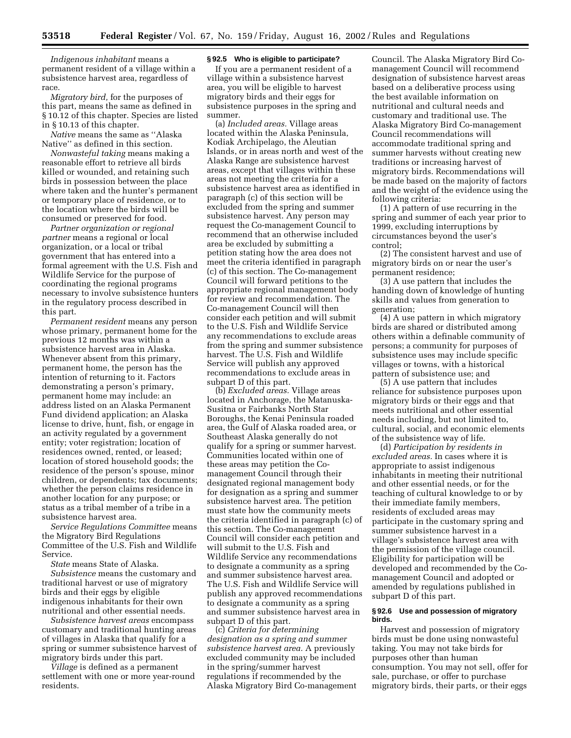*Indigenous inhabitant* means a permanent resident of a village within a subsistence harvest area, regardless of race.

*Migratory bird,* for the purposes of this part, means the same as defined in § 10.12 of this chapter. Species are listed in § 10.13 of this chapter.

*Native* means the same as ''Alaska Native'' as defined in this section.

*Nonwasteful taking* means making a reasonable effort to retrieve all birds killed or wounded, and retaining such birds in possession between the place where taken and the hunter's permanent or temporary place of residence, or to the location where the birds will be consumed or preserved for food.

*Partner organization or regional partner* means a regional or local organization, or a local or tribal government that has entered into a formal agreement with the U.S. Fish and Wildlife Service for the purpose of coordinating the regional programs necessary to involve subsistence hunters in the regulatory process described in this part.

*Permanent resident* means any person whose primary, permanent home for the previous 12 months was within a subsistence harvest area in Alaska. Whenever absent from this primary, permanent home, the person has the intention of returning to it. Factors demonstrating a person's primary, permanent home may include: an address listed on an Alaska Permanent Fund dividend application; an Alaska license to drive, hunt, fish, or engage in an activity regulated by a government entity; voter registration; location of residences owned, rented, or leased; location of stored household goods; the residence of the person's spouse, minor children, or dependents; tax documents; whether the person claims residence in another location for any purpose; or status as a tribal member of a tribe in a subsistence harvest area.

*Service Regulations Committee* means the Migratory Bird Regulations Committee of the U.S. Fish and Wildlife Service.

*State* means State of Alaska.

*Subsistence* means the customary and traditional harvest or use of migratory birds and their eggs by eligible indigenous inhabitants for their own nutritional and other essential needs.

*Subsistence harvest areas* encompass customary and traditional hunting areas of villages in Alaska that qualify for a spring or summer subsistence harvest of migratory birds under this part.

*Village* is defined as a permanent settlement with one or more year-round residents.

**§ 92.5 Who is eligible to participate?**

If you are a permanent resident of a village within a subsistence harvest area, you will be eligible to harvest migratory birds and their eggs for subsistence purposes in the spring and summer.

(a) *Included areas.* Village areas located within the Alaska Peninsula, Kodiak Archipelago, the Aleutian Islands, or in areas north and west of the Alaska Range are subsistence harvest areas, except that villages within these areas not meeting the criteria for a subsistence harvest area as identified in paragraph (c) of this section will be excluded from the spring and summer subsistence harvest. Any person may request the Co-management Council to recommend that an otherwise included area be excluded by submitting a petition stating how the area does not meet the criteria identified in paragraph (c) of this section. The Co-management Council will forward petitions to the appropriate regional management body for review and recommendation. The Co-management Council will then consider each petition and will submit to the U.S. Fish and Wildlife Service any recommendations to exclude areas from the spring and summer subsistence harvest. The U.S. Fish and Wildlife Service will publish any approved recommendations to exclude areas in subpart D of this part.

(b) *Excluded areas.* Village areas located in Anchorage, the Matanuska-Susitna or Fairbanks North Star Boroughs, the Kenai Peninsula roaded area, the Gulf of Alaska roaded area, or Southeast Alaska generally do not qualify for a spring or summer harvest. Communities located within one of these areas may petition the Co-management Council through their designated regional management body for designation as a spring and summer subsistence harvest area. The petition must state how the community meets the criteria identified in paragraph (c) of this section. The Co-management Council will consider each petition and will submit to the U.S. Fish and Wildlife Service any recommendations to designate a community as a spring and summer subsistence harvest area. The U.S. Fish and Wildlife Service will publish any approved recommendations to designate a community as a spring and summer subsistence harvest area in subpart D of this part.

(c) *Criteria for determining designation as a spring and summer subsistence harvest area.* A previously excluded community may be included in the spring/summer harvest regulations if recommended by the Alaska Migratory Bird Co-management Council. The Alaska Migratory Bird Co-management Council will recommend designation of subsistence harvest areas based on a deliberative process using the best available information on nutritional and cultural needs and customary and traditional use. The Alaska Migratory Bird Co-management Council recommendations will accommodate traditional spring and summer harvests without creating new traditions or increasing harvest of migratory birds. Recommendations will be made based on the majority of factors and the weight of the evidence using the following criteria:

(1) A pattern of use recurring in the spring and summer of each year prior to 1999, excluding interruptions by circumstances beyond the user's control;

(2) The consistent harvest and use of migratory birds on or near the user's permanent residence;

(3) A use pattern that includes the handing down of knowledge of hunting skills and values from generation to generation;

(4) A use pattern in which migratory birds are shared or distributed among others within a definable community of persons; a community for purposes of subsistence uses may include specific villages or towns, with a historical pattern of subsistence use; and

(5) A use pattern that includes reliance for subsistence purposes upon migratory birds or their eggs and that meets nutritional and other essential needs including, but not limited to, cultural, social, and economic elements of the subsistence way of life.

(d) *Participation by residents in excluded areas.* In cases where it is appropriate to assist indigenous inhabitants in meeting their nutritional and other essential needs, or for the teaching of cultural knowledge to or by their immediate family members, residents of excluded areas may participate in the customary spring and summer subsistence harvest in a village's subsistence harvest area with the permission of the village council. Eligibility for participation will be developed and recommended by the Co-management Council and adopted or amended by regulations published in subpart D of this part.

**§ 92.6 Use and possession of migratory birds.**

Harvest and possession of migratory birds must be done using nonwasteful taking. You may not take birds for purposes other than human consumption. You may not sell, offer for sale, purchase, or offer to purchase migratory birds, their parts, or their eggs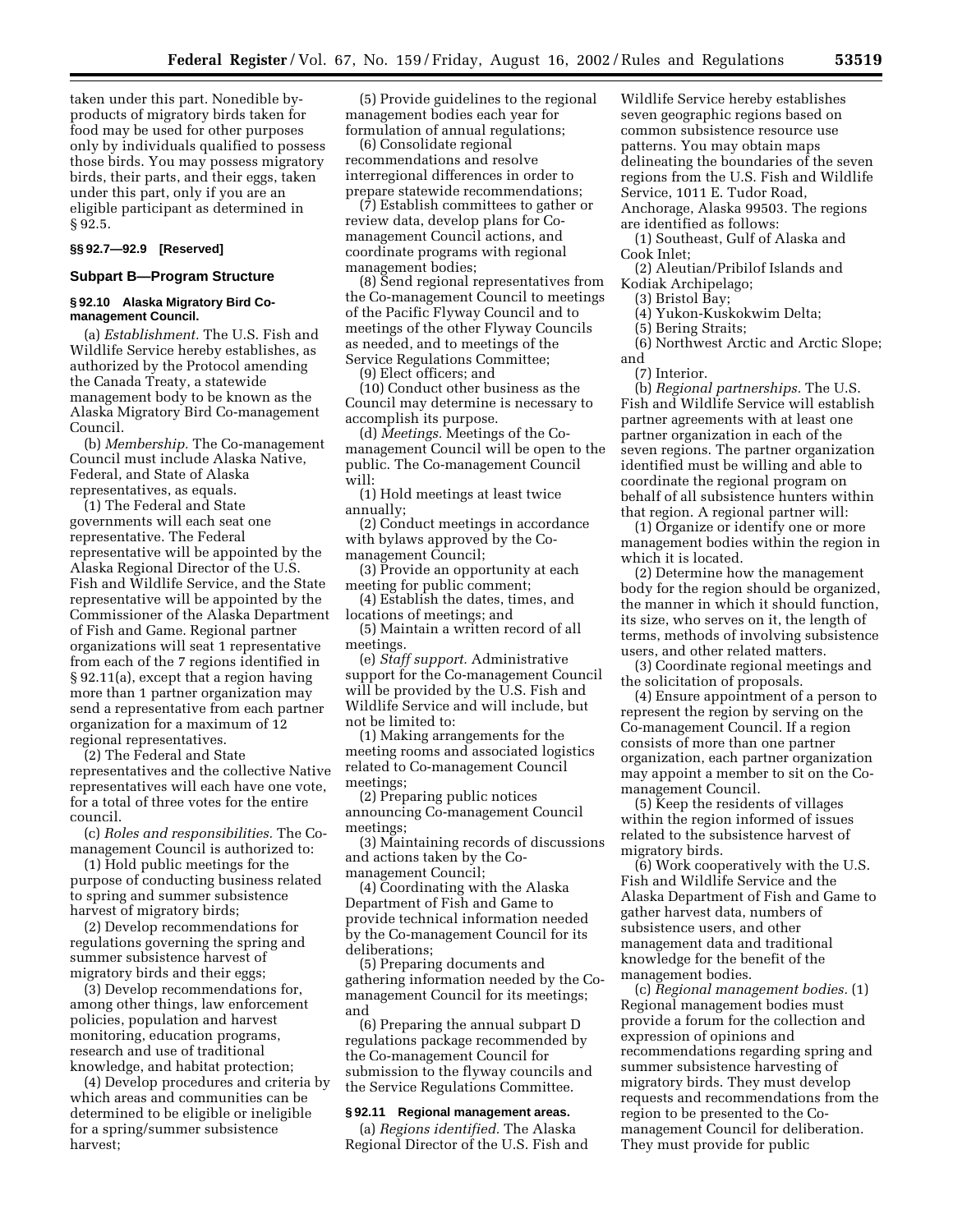taken under this part. Nonedible byproducts of migratory birds taken for food may be used for other purposes only by individuals qualified to possess those birds. You may possess migratory birds, their parts, and their eggs, taken under this part, only if you are an eligible participant as determined in § 92.5.

### §§ 92.7—92.9 [Reserved]

## Subpart B—Program Structure

### § 92.10 Alaska Migratory Bird Co-management Council.

(a) *Establishment.* The U.S. Fish and Wildlife Service hereby establishes, as authorized by the Protocol amending the Canada Treaty, a statewide management body to be known as the Alaska Migratory Bird Co-management Council.

(b) *Membership.* The Co-management Council must include Alaska Native, Federal, and State of Alaska representatives, as equals.

(1) The Federal and State governments will each seat one representative. The Federal representative will be appointed by the Alaska Regional Director of the U.S. Fish and Wildlife Service, and the State representative will be appointed by the Commissioner of the Alaska Department of Fish and Game. Regional partner organizations will seat 1 representative from each of the 7 regions identified in § 92.11(a), except that a region having more than 1 partner organization may send a representative from each partner organization for a maximum of 12 regional representatives.

(2) The Federal and State representatives and the collective Native representatives will each have one vote, for a total of three votes for the entire council.

(c) *Roles and responsibilities.* The Co-management Council is authorized to:

(1) Hold public meetings for the purpose of conducting business related to spring and summer subsistence harvest of migratory birds;

(2) Develop recommendations for regulations governing the spring and summer subsistence harvest of migratory birds and their eggs;

(3) Develop recommendations for, among other things, law enforcement policies, population and harvest monitoring, education programs, research and use of traditional knowledge, and habitat protection;

(4) Develop procedures and criteria by which areas and communities can be determined to be eligible or ineligible for a spring/summer subsistence harvest;

(5) Provide guidelines to the regional management bodies each year for formulation of annual regulations;

(6) Consolidate regional recommendations and resolve interregional differences in order to prepare statewide recommendations;

(7) Establish committees to gather or review data, develop plans for Co-management Council actions, and coordinate programs with regional management bodies;

(8) Send regional representatives from the Co-management Council to meetings of the Pacific Flyway Council and to meetings of the other Flyway Councils as needed, and to meetings of the Service Regulations Committee;

(9) Elect officers; and

(10) Conduct other business as the Council may determine is necessary to accomplish its purpose.

(d) *Meetings.* Meetings of the Co-management Council will be open to the public. The Co-management Council will:

(1) Hold meetings at least twice annually;

(2) Conduct meetings in accordance with bylaws approved by the Co-management Council;

(3) Provide an opportunity at each meeting for public comment;

(4) Establish the dates, times, and locations of meetings; and

(5) Maintain a written record of all meetings.

(e) *Staff support.* Administrative support for the Co-management Council will be provided by the U.S. Fish and Wildlife Service and will include, but not be limited to:

(1) Making arrangements for the meeting rooms and associated logistics related to Co-management Council meetings;

(2) Preparing public notices announcing Co-management Council meetings;

(3) Maintaining records of discussions and actions taken by the Co-management Council;

(4) Coordinating with the Alaska Department of Fish and Game to provide technical information needed by the Co-management Council for its deliberations;

(5) Preparing documents and gathering information needed by the Co-management Council for its meetings; and

(6) Preparing the annual subpart D regulations package recommended by the Co-management Council for submission to the flyway councils and the Service Regulations Committee.

### § 92.11 Regional management areas.

(a) *Regions identified.* The Alaska Regional Director of the U.S. Fish and Wildlife Service hereby establishes seven geographic regions based on common subsistence resource use patterns. You may obtain maps delineating the boundaries of the seven regions from the U.S. Fish and Wildlife Service, 1011 E. Tudor Road, Anchorage, Alaska 99503. The regions are identified as follows:

(1) Southeast, Gulf of Alaska and Cook Inlet;

(2) Aleutian/Pribilof Islands and Kodiak Archipelago;

(3) Bristol Bay;

(4) Yukon-Kuskokwim Delta;

(5) Bering Straits;

(6) Northwest Arctic and Arctic Slope; and

(7) Interior.

(b) *Regional partnerships.* The U.S. Fish and Wildlife Service will establish partner agreements with at least one partner organization in each of the seven regions. The partner organization identified must be willing and able to coordinate the regional program on behalf of all subsistence hunters within that region. A regional partner will:

(1) Organize or identify one or more management bodies within the region in which it is located.

(2) Determine how the management body for the region should be organized, the manner in which it should function, its size, who serves on it, the length of terms, methods of involving subsistence users, and other related matters.

(3) Coordinate regional meetings and the solicitation of proposals.

(4) Ensure appointment of a person to represent the region by serving on the Co-management Council. If a region consists of more than one partner organization, each partner organization may appoint a member to sit on the Co-management Council.

(5) Keep the residents of villages within the region informed of issues related to the subsistence harvest of migratory birds.

(6) Work cooperatively with the U.S. Fish and Wildlife Service and the Alaska Department of Fish and Game to gather harvest data, numbers of subsistence users, and other management data and traditional knowledge for the benefit of the management bodies.

(c) *Regional management bodies.* (1) Regional management bodies must provide a forum for the collection and expression of opinions and recommendations regarding spring and summer subsistence harvesting of migratory birds. They must develop requests and recommendations from the region to be presented to the Co-management Council for deliberation. They must provide for public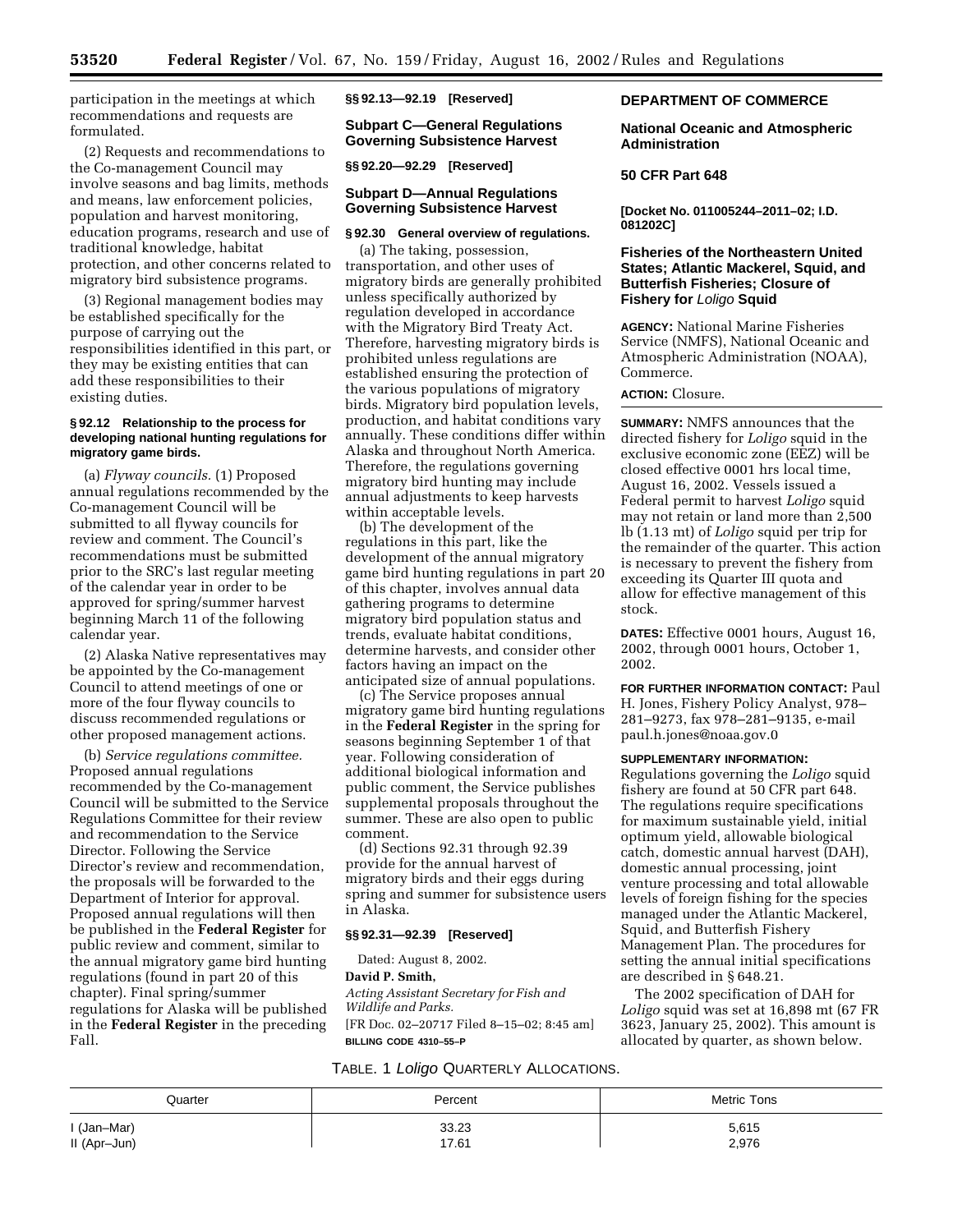participation in the meetings at which recommendations and requests are formulated.

(2) Requests and recommendations to the Co-management Council may involve seasons and bag limits, methods and means, law enforcement policies, population and harvest monitoring, education programs, research and use of traditional knowledge, habitat protection, and other concerns related to migratory bird subsistence programs.

(3) Regional management bodies may be established specifically for the purpose of carrying out the responsibilities identified in this part, or they may be existing entities that can add these responsibilities to their existing duties.

#### § 92.12 Relationship to the process for developing national hunting regulations for migratory game birds.

(a) *Flyway councils.* (1) Proposed annual regulations recommended by the Co-management Council will be submitted to all flyway councils for review and comment. The Council's recommendations must be submitted prior to the SRC's last regular meeting of the calendar year in order to be approved for spring/summer harvest beginning March 11 of the following calendar year.

(2) Alaska Native representatives may be appointed by the Co-management Council to attend meetings of one or more of the four flyway councils to discuss recommended regulations or other proposed management actions.

(b) *Service regulations committee.* Proposed annual regulations recommended by the Co-management Council will be submitted to the Service Regulations Committee for their review and recommendation to the Service Director. Following the Service Director's review and recommendation, the proposals will be forwarded to the Department of Interior for approval. Proposed annual regulations will then be published in the **Federal Register** for public review and comment, similar to the annual migratory game bird hunting regulations (found in part 20 of this chapter). Final spring/summer regulations for Alaska will be published in the **Federal Register** in the preceding Fall.

#### §§ 92.13—92.19 [Reserved]

### Subpart C—General Regulations Governing Subsistence Harvest

#### §§ 92.20—92.29 [Reserved]

### Subpart D—Annual Regulations Governing Subsistence Harvest

#### § 92.30 General overview of regulations.

(a) The taking, possession, transportation, and other uses of migratory birds are generally prohibited unless specifically authorized by regulation developed in accordance with the Migratory Bird Treaty Act. Therefore, harvesting migratory birds is prohibited unless regulations are established ensuring the protection of the various populations of migratory birds. Migratory bird population levels, production, and habitat conditions vary annually. These conditions differ within Alaska and throughout North America. Therefore, the regulations governing migratory bird hunting may include annual adjustments to keep harvests within acceptable levels.

(b) The development of the regulations in this part, like the development of the annual migratory game bird hunting regulations in part 20 of this chapter, involves annual data gathering programs to determine migratory bird population status and trends, evaluate habitat conditions, determine harvests, and consider other factors having an impact on the anticipated size of annual populations.

(c) The Service proposes annual migratory game bird hunting regulations in the **Federal Register** in the spring for seasons beginning September 1 of that year. Following consideration of additional biological information and public comment, the Service publishes supplemental proposals throughout the summer. These are also open to public comment.

(d) Sections 92.31 through 92.39 provide for the annual harvest of migratory birds and their eggs during spring and summer for subsistence users in Alaska.

#### §§ 92.31—92.39 [Reserved]

Dated: August 8, 2002.

**David P. Smith,**

*Acting Assistant Secretary for Fish and Wildlife and Parks.*

[FR Doc. 02–20717 Filed 8–15–02; 8:45 am]

**BILLING CODE 4310–55–P**

## DEPARTMENT OF COMMERCE

### National Oceanic and Atmospheric Administration

### 50 CFR Part 648

**[Docket No. 011005244–2011–02; I.D. 081202C]**

### Fisheries of the Northeastern United States; Atlantic Mackerel, Squid, and Butterfish Fisheries; Closure of Fishery for *Loligo* Squid

**AGENCY:** National Marine Fisheries Service (NMFS), National Oceanic and Atmospheric Administration (NOAA), Commerce.

**ACTION:** Closure.

**SUMMARY:** NMFS announces that the directed fishery for *Loligo* squid in the exclusive economic zone (EEZ) will be closed effective 0001 hrs local time, August 16, 2002. Vessels issued a Federal permit to harvest *Loligo* squid may not retain or land more than 2,500 lb (1.13 mt) of *Loligo* squid per trip for the remainder of the quarter. This action is necessary to prevent the fishery from exceeding its Quarter III quota and allow for effective management of this stock.

**DATES:** Effective 0001 hours, August 16, 2002, through 0001 hours, October 1, 2002.

**FOR FURTHER INFORMATION CONTACT:** Paul H. Jones, Fishery Policy Analyst, 978–281–9273, fax 978–281–9135, e-mail paul.h.jones@noaa.gov.0

**SUPPLEMENTARY INFORMATION:** Regulations governing the *Loligo* squid fishery are found at 50 CFR part 648. The regulations require specifications for maximum sustainable yield, initial optimum yield, allowable biological catch, domestic annual harvest (DAH), domestic annual processing, joint venture processing and total allowable levels of foreign fishing for the species managed under the Atlantic Mackerel, Squid, and Butterfish Fishery Management Plan. The procedures for setting the annual initial specifications are described in § 648.21.

The 2002 specification of DAH for *Loligo* squid was set at 16,898 mt (67 FR 3623, January 25, 2002). This amount is allocated by quarter, as shown below.

TABLE. 1 *Loligo* QUARTERLY ALLOCATIONS.

| Quarter | Percent | Metric Tons |
| --- | --- | --- |
| I (Jan–Mar) | 33.23 | 5,615 |
| II (Apr–Jun) | 17.61 | 2,976 |